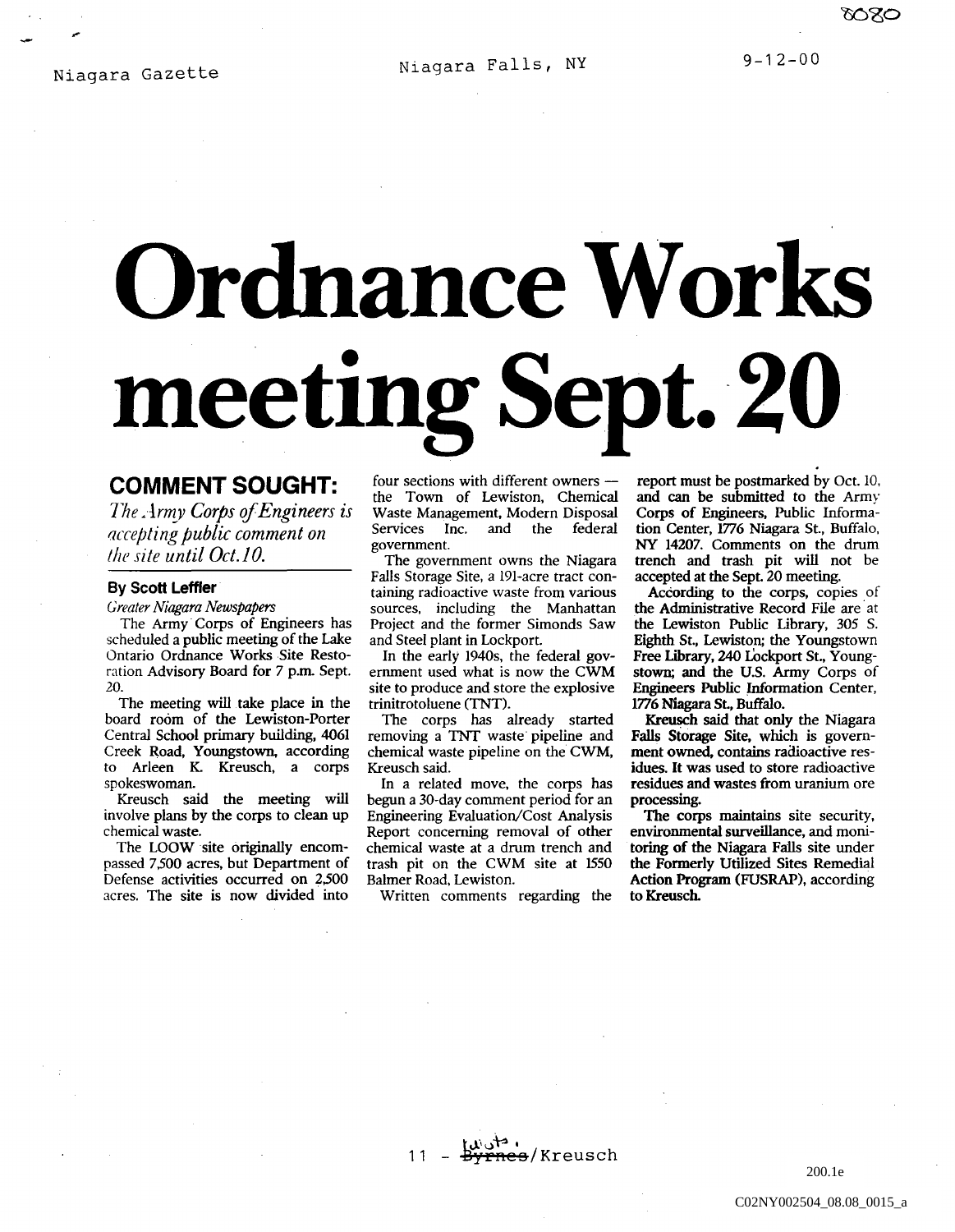Niagara Gazette Niagara Falls, NY 9-12-00

# Ordnance Works meeting Sept. 20

## COMMENT SOUGHT:

*The Army Corps of Engineers is accepting public comment on the site until Oct.10.*

**By Scott Leffler**

*Greater Niagara Newspapers*

The Army Corps of Engineers has scheduled a public meeting of the Lake Ontario Ordnance Works Site Restoration Advisory Board for 7 p.m. Sept. 20.

The meeting will take place in the board room of the Lewiston-Porter Central School primary building, 4061 Creek Road, Youngstown, according to Arleen K. Kreusch, a corps spokeswoman.

Kreusch said the meeting will involve plans by the corps to clean up chemical waste.

The LOOW site originally encompassed 7,500 acres, but Department of Defense activities occurred on 2,500 acres. The site is now divided into four sections with different owners — the Town of Lewiston, Chemical Waste Management, Modern Disposal Services Inc. and the federal government.

The government owns the Niagara Falls Storage Site, a 191-acre tract containing radioactive waste from various sources, including the Manhattan Project and the former Simonds Saw and Steel plant in Lockport.

In the early 1940s, the federal government used what is now the CWM site to produce and store the explosive trinitrotoluene (TNT).

The corps has already started removing a TNT waste pipeline and chemical waste pipeline on the CWM, Kreusch said.

In a related move, the corps has begun a 30-day comment period for an Engineering Evaluation/Cost Analysis Report concerning removal of other chemical waste at a drum trench and trash pit on the CWM site at 1550 Balmer Road, Lewiston.

Written comments regarding the report must be postmarked by Oct. 10, and can be submitted to the Army Corps of Engineers, Public Information Center, 1776 Niagara St., Buffalo, NY 14207. Comments on the drum trench and trash pit will not be accepted at the Sept. 20 meeting.

According to the corps, copies of the Administrative Record File are at the Lewiston Public Library, 305 S. Eighth St., Lewiston; the Youngstown Free Library, 240 Lockport St., Youngstown; and the U.S. Army Corps of Engineers Public Information Center, 1776 Niagara St., Buffalo.

Kreusch said that only the Niagara Falls Storage Site, which is government owned, contains radioactive residues. It was used to store radioactive residues and wastes from uranium ore processing.

The corps maintains site security, environmental surveillance, and monitoring of the Niagara Falls site under the Formerly Utilized Sites Remedial Action Program (FUSRAP), according to Kreusch.

11 - ~~Byrnes~~ Lutz/Kreusch

200.1e

C02NY002504_08.08_0015_a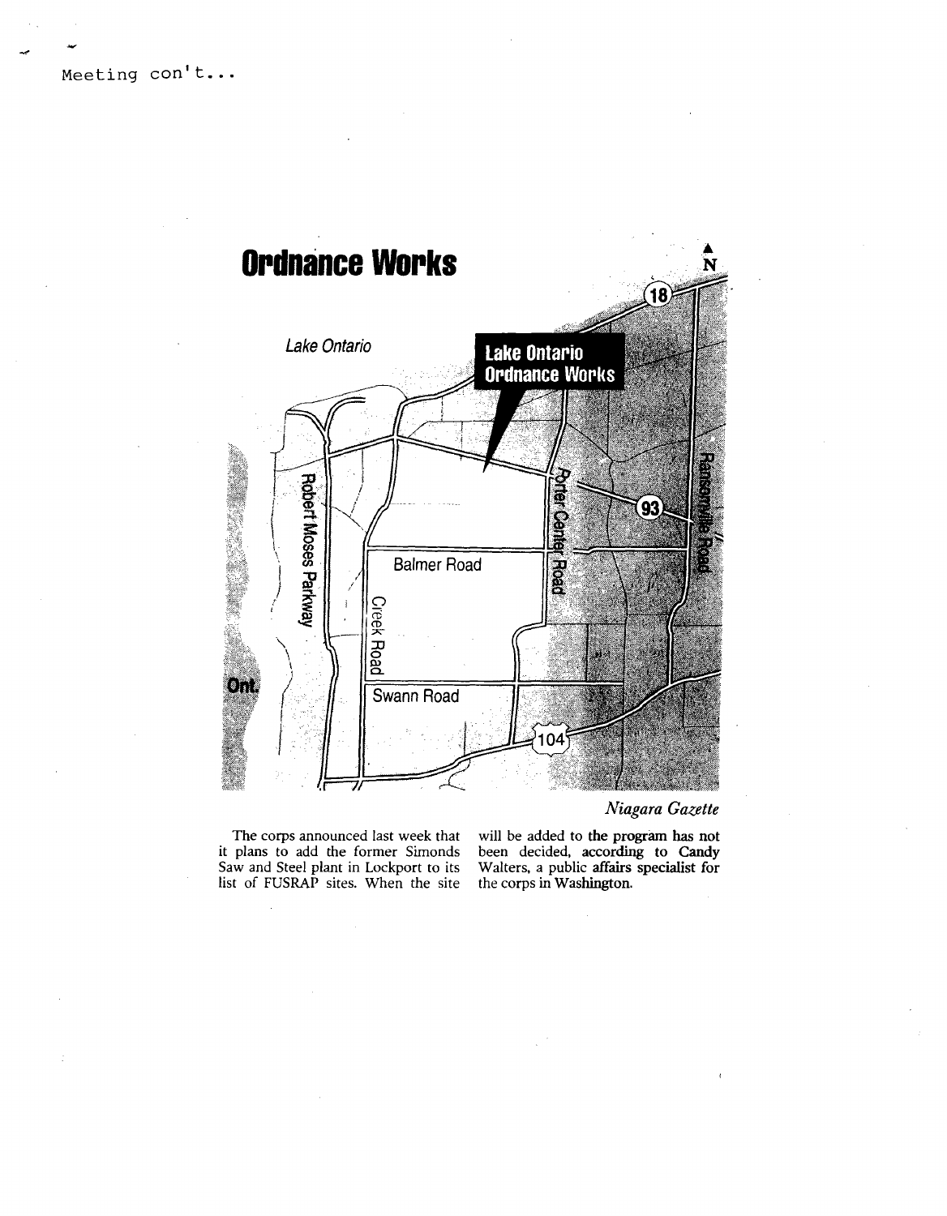Meeting con't...

**Ordnance Works**

N

Lake Ontario

Lake Ontario Ordnance Works

18

93

Robert Moses Parkway

Porter Center Road

Ransomville Road

Balmer Road

Creek Road

Swann Road

Ont.

104

*Niagara Gazette*

The corps announced last week that it plans to add the former Simonds Saw and Steel plant in Lockport to its list of FUSRAP sites. When the site will be added to the program has not been decided, according to Candy Walters, a public affairs specialist for the corps in Washington.